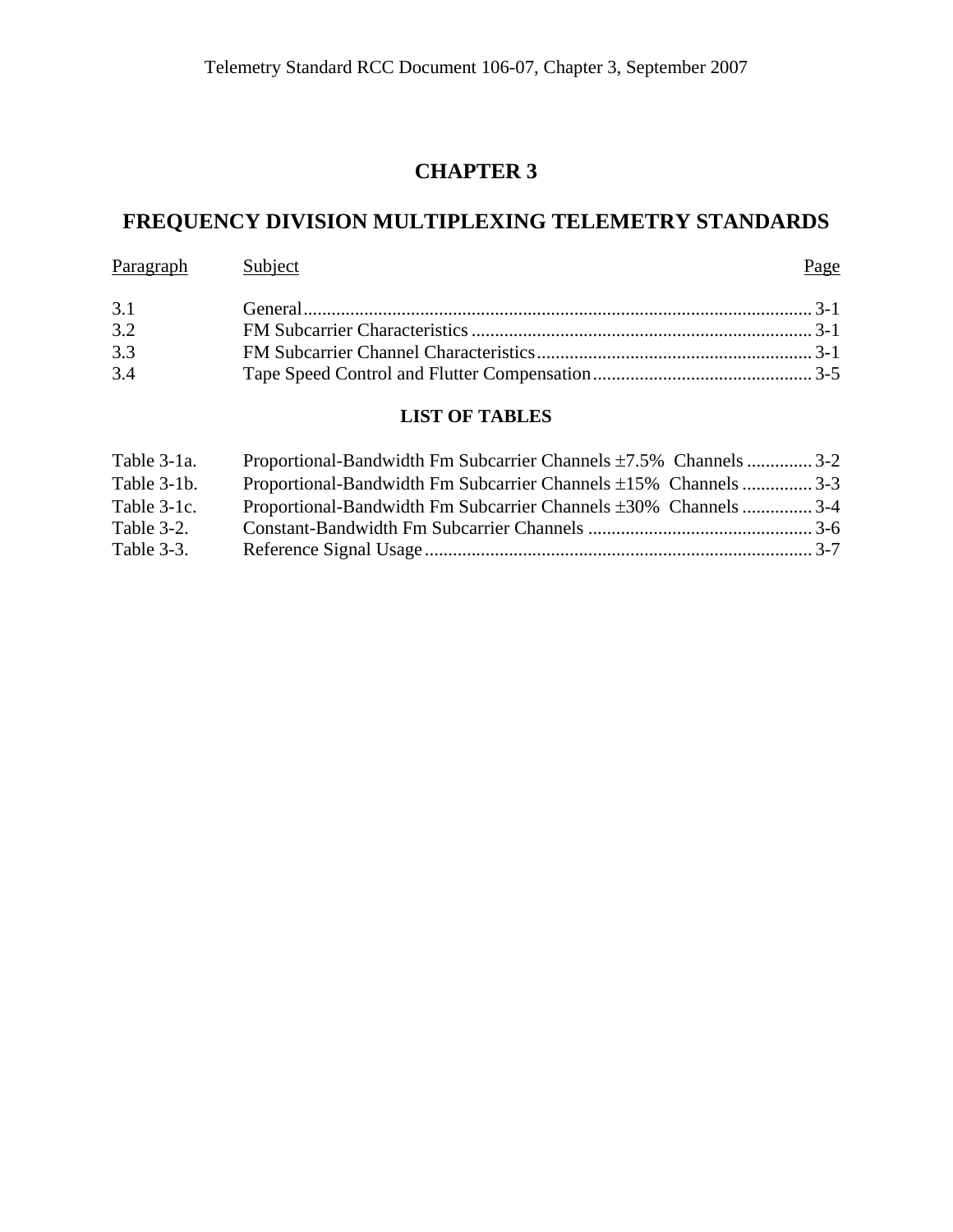# CHAPTER 3

# FREQUENCY DIVISION MULTIPLEXING TELEMETRY STANDARDS

| Paragraph | Subject | Page |
|---|---|---|
| 3.1 | General | 3-1 |
| 3.2 | FM Subcarrier Characteristics | 3-1 |
| 3.3 | FM Subcarrier Channel Characteristics | 3-1 |
| 3.4 | Tape Speed Control and Flutter Compensation | 3-5 |

## LIST OF TABLES

| | | |
|---|---|---|
| Table 3-1a. | Proportional-Bandwidth Fm Subcarrier Channels ±7.5% Channels | 3-2 |
| Table 3-1b. | Proportional-Bandwidth Fm Subcarrier Channels ±15% Channels | 3-3 |
| Table 3-1c. | Proportional-Bandwidth Fm Subcarrier Channels ±30% Channels | 3-4 |
| Table 3-2. | Constant-Bandwidth Fm Subcarrier Channels | 3-6 |
| Table 3-3. | Reference Signal Usage | 3-7 |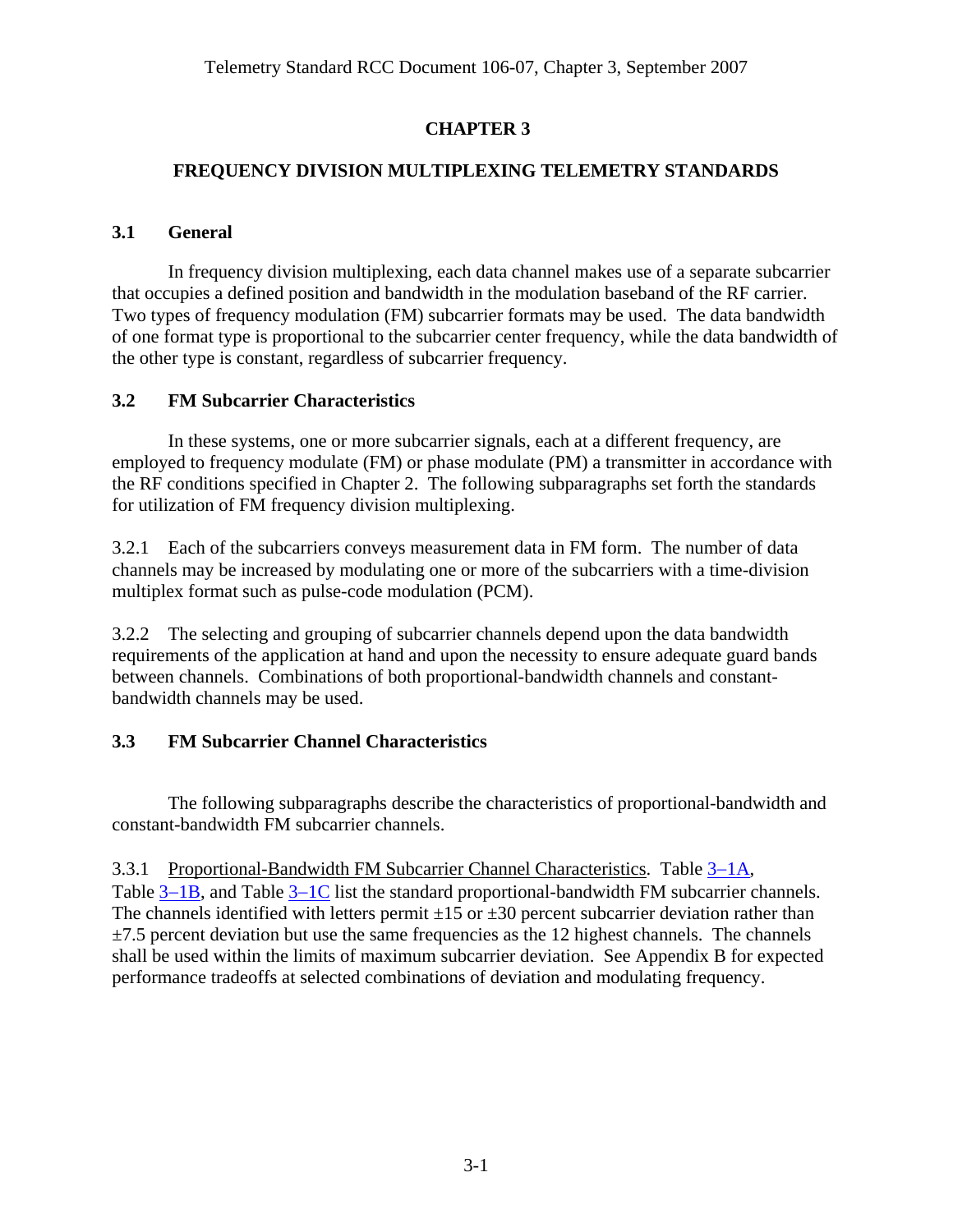# CHAPTER 3

## FREQUENCY DIVISION MULTIPLEXING TELEMETRY STANDARDS

### 3.1 General

In frequency division multiplexing, each data channel makes use of a separate subcarrier that occupies a defined position and bandwidth in the modulation baseband of the RF carrier. Two types of frequency modulation (FM) subcarrier formats may be used. The data bandwidth of one format type is proportional to the subcarrier center frequency, while the data bandwidth of the other type is constant, regardless of subcarrier frequency.

### 3.2 FM Subcarrier Characteristics

In these systems, one or more subcarrier signals, each at a different frequency, are employed to frequency modulate (FM) or phase modulate (PM) a transmitter in accordance with the RF conditions specified in Chapter 2. The following subparagraphs set forth the standards for utilization of FM frequency division multiplexing.

3.2.1 Each of the subcarriers conveys measurement data in FM form. The number of data channels may be increased by modulating one or more of the subcarriers with a time-division multiplex format such as pulse-code modulation (PCM).

3.2.2 The selecting and grouping of subcarrier channels depend upon the data bandwidth requirements of the application at hand and upon the necessity to ensure adequate guard bands between channels. Combinations of both proportional-bandwidth channels and constant-bandwidth channels may be used.

### 3.3 FM Subcarrier Channel Characteristics

The following subparagraphs describe the characteristics of proportional-bandwidth and constant-bandwidth FM subcarrier channels.

3.3.1 Proportional-Bandwidth FM Subcarrier Channel Characteristics. Table 3–1A, Table 3–1B, and Table 3–1C list the standard proportional-bandwidth FM subcarrier channels. The channels identified with letters permit ±15 or ±30 percent subcarrier deviation rather than ±7.5 percent deviation but use the same frequencies as the 12 highest channels. The channels shall be used within the limits of maximum subcarrier deviation. See Appendix B for expected performance tradeoffs at selected combinations of deviation and modulating frequency.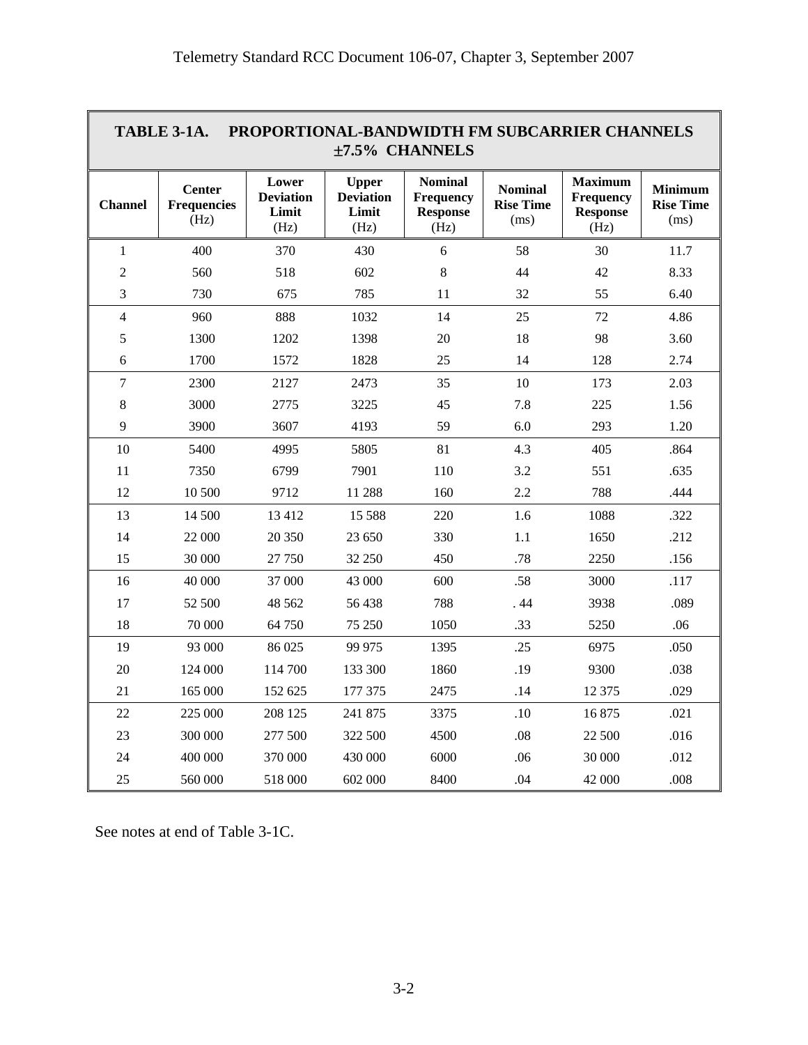| TABLE 3-1A. PROPORTIONAL-BANDWIDTH FM SUBCARRIER CHANNELS ±7.5% CHANNELS | | | | | | | |
|---|---|---|---|---|---|---|---|
| **Channel** | **Center Frequencies** (Hz) | **Lower Deviation Limit** (Hz) | **Upper Deviation Limit** (Hz) | **Nominal Frequency Response** (Hz) | **Nominal Rise Time** (ms) | **Maximum Frequency Response** (Hz) | **Minimum Rise Time** (ms) |
| 1 | 400 | 370 | 430 | 6 | 58 | 30 | 11.7 |
| 2 | 560 | 518 | 602 | 8 | 44 | 42 | 8.33 |
| 3 | 730 | 675 | 785 | 11 | 32 | 55 | 6.40 |
| 4 | 960 | 888 | 1032 | 14 | 25 | 72 | 4.86 |
| 5 | 1300 | 1202 | 1398 | 20 | 18 | 98 | 3.60 |
| 6 | 1700 | 1572 | 1828 | 25 | 14 | 128 | 2.74 |
| 7 | 2300 | 2127 | 2473 | 35 | 10 | 173 | 2.03 |
| 8 | 3000 | 2775 | 3225 | 45 | 7.8 | 225 | 1.56 |
| 9 | 3900 | 3607 | 4193 | 59 | 6.0 | 293 | 1.20 |
| 10 | 5400 | 4995 | 5805 | 81 | 4.3 | 405 | .864 |
| 11 | 7350 | 6799 | 7901 | 110 | 3.2 | 551 | .635 |
| 12 | 10 500 | 9712 | 11 288 | 160 | 2.2 | 788 | .444 |
| 13 | 14 500 | 13 412 | 15 588 | 220 | 1.6 | 1088 | .322 |
| 14 | 22 000 | 20 350 | 23 650 | 330 | 1.1 | 1650 | .212 |
| 15 | 30 000 | 27 750 | 32 250 | 450 | .78 | 2250 | .156 |
| 16 | 40 000 | 37 000 | 43 000 | 600 | .58 | 3000 | .117 |
| 17 | 52 500 | 48 562 | 56 438 | 788 | . 44 | 3938 | .089 |
| 18 | 70 000 | 64 750 | 75 250 | 1050 | .33 | 5250 | .06 |
| 19 | 93 000 | 86 025 | 99 975 | 1395 | .25 | 6975 | .050 |
| 20 | 124 000 | 114 700 | 133 300 | 1860 | .19 | 9300 | .038 |
| 21 | 165 000 | 152 625 | 177 375 | 2475 | .14 | 12 375 | .029 |
| 22 | 225 000 | 208 125 | 241 875 | 3375 | .10 | 16 875 | .021 |
| 23 | 300 000 | 277 500 | 322 500 | 4500 | .08 | 22 500 | .016 |
| 24 | 400 000 | 370 000 | 430 000 | 6000 | .06 | 30 000 | .012 |
| 25 | 560 000 | 518 000 | 602 000 | 8400 | .04 | 42 000 | .008 |

See notes at end of Table 3-1C.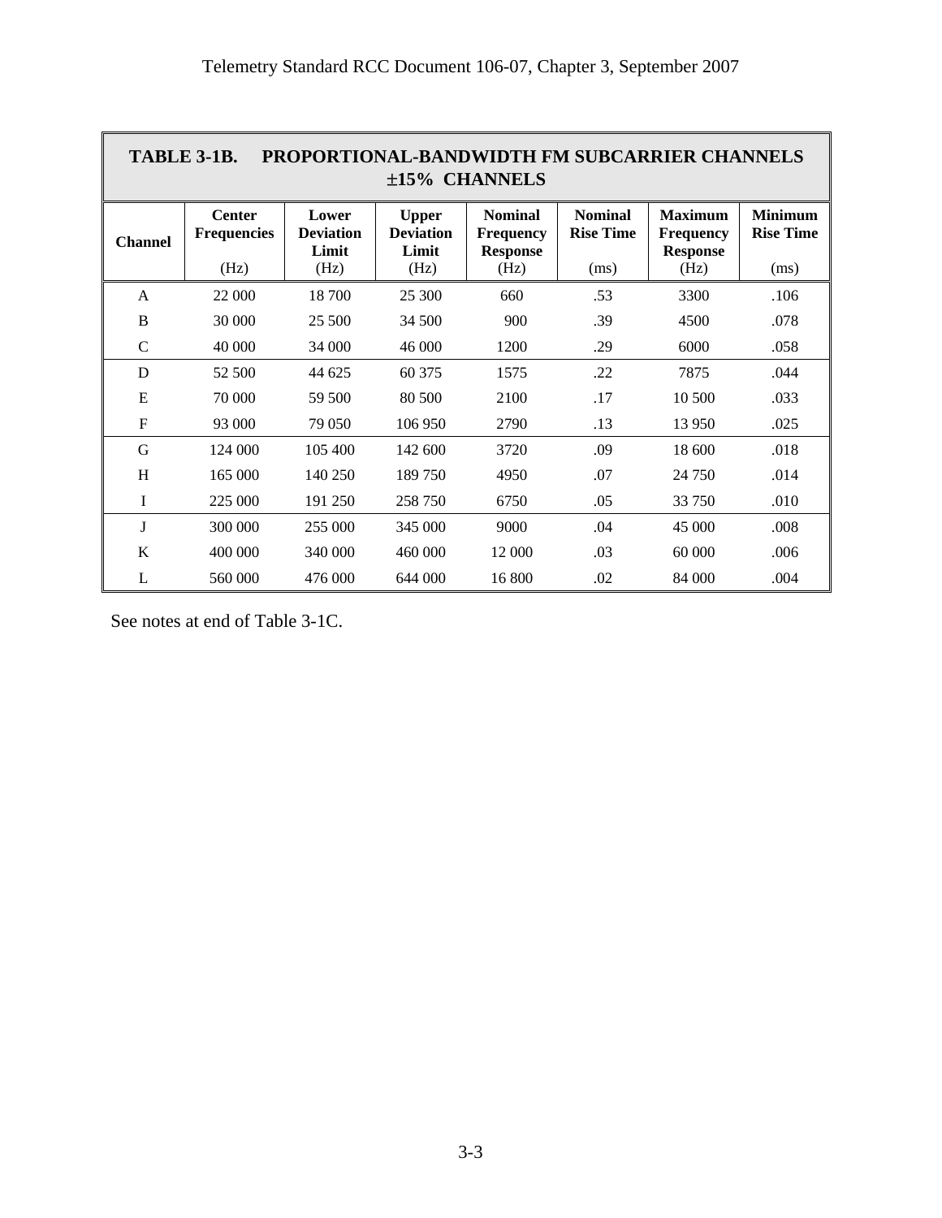| TABLE 3-1B. PROPORTIONAL-BANDWIDTH FM SUBCARRIER CHANNELS ±15% CHANNELS | | | | | | | |
|---|---|---|---|---|---|---|---|
| **Channel** | **Center Frequencies** (Hz) | **Lower Deviation Limit** (Hz) | **Upper Deviation Limit** (Hz) | **Nominal Frequency Response** (Hz) | **Nominal Rise Time** (ms) | **Maximum Frequency Response** (Hz) | **Minimum Rise Time** (ms) |
| A | 22 000 | 18 700 | 25 300 | 660 | .53 | 3300 | .106 |
| B | 30 000 | 25 500 | 34 500 | 900 | .39 | 4500 | .078 |
| C | 40 000 | 34 000 | 46 000 | 1200 | .29 | 6000 | .058 |
| D | 52 500 | 44 625 | 60 375 | 1575 | .22 | 7875 | .044 |
| E | 70 000 | 59 500 | 80 500 | 2100 | .17 | 10 500 | .033 |
| F | 93 000 | 79 050 | 106 950 | 2790 | .13 | 13 950 | .025 |
| G | 124 000 | 105 400 | 142 600 | 3720 | .09 | 18 600 | .018 |
| H | 165 000 | 140 250 | 189 750 | 4950 | .07 | 24 750 | .014 |
| I | 225 000 | 191 250 | 258 750 | 6750 | .05 | 33 750 | .010 |
| J | 300 000 | 255 000 | 345 000 | 9000 | .04 | 45 000 | .008 |
| K | 400 000 | 340 000 | 460 000 | 12 000 | .03 | 60 000 | .006 |
| L | 560 000 | 476 000 | 644 000 | 16 800 | .02 | 84 000 | .004 |

See notes at end of Table 3-1C.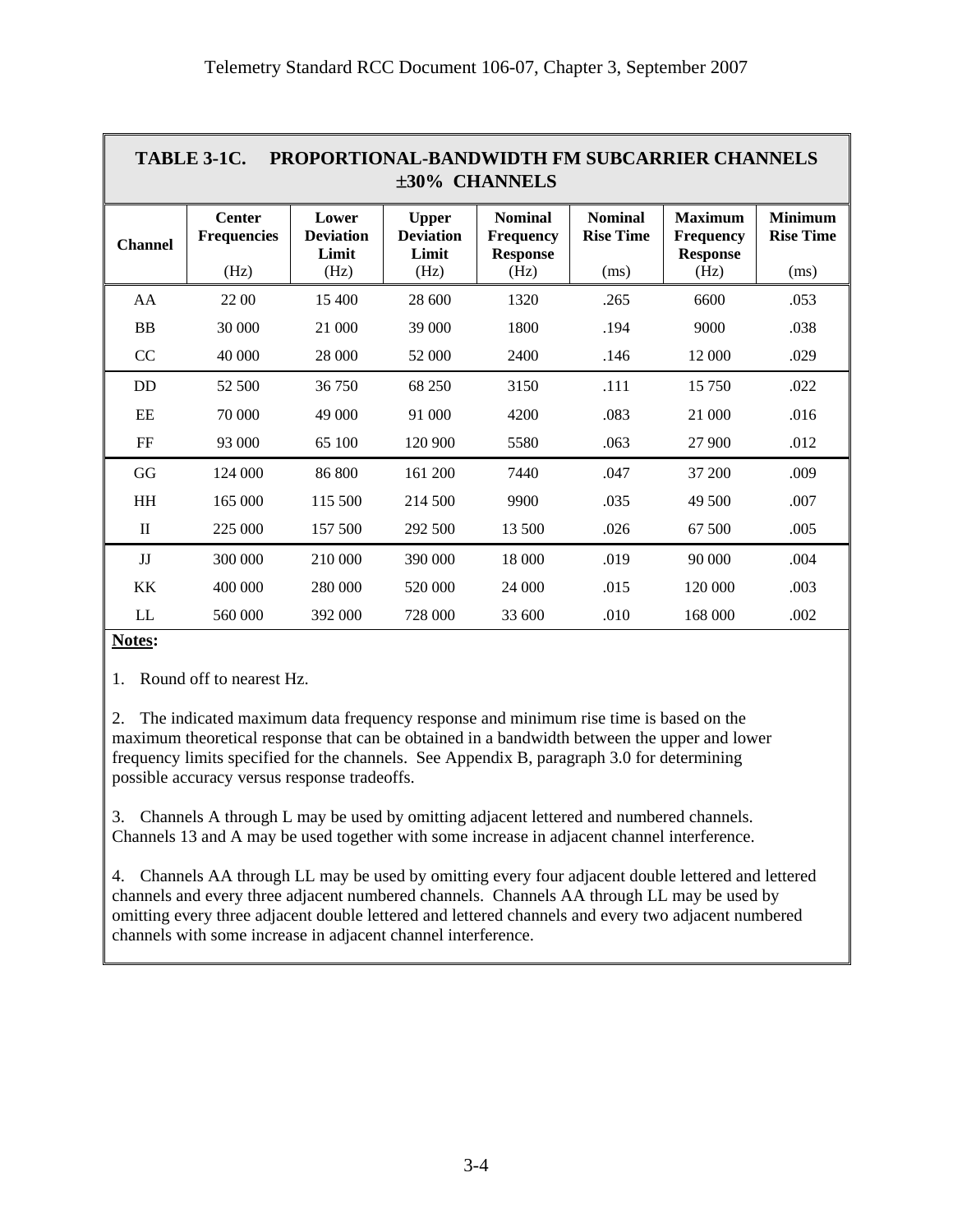## TABLE 3-1C. PROPORTIONAL-BANDWIDTH FM SUBCARRIER CHANNELS ±30% CHANNELS

| Channel | Center Frequencies (Hz) | Lower Deviation Limit (Hz) | Upper Deviation Limit (Hz) | Nominal Frequency Response (Hz) | Nominal Rise Time (ms) | Maximum Frequency Response (Hz) | Minimum Rise Time (ms) |
|---|---|---|---|---|---|---|---|
| AA | 22 00 | 15 400 | 28 600 | 1320 | .265 | 6600 | .053 |
| BB | 30 000 | 21 000 | 39 000 | 1800 | .194 | 9000 | .038 |
| CC | 40 000 | 28 000 | 52 000 | 2400 | .146 | 12 000 | .029 |
| DD | 52 500 | 36 750 | 68 250 | 3150 | .111 | 15 750 | .022 |
| EE | 70 000 | 49 000 | 91 000 | 4200 | .083 | 21 000 | .016 |
| FF | 93 000 | 65 100 | 120 900 | 5580 | .063 | 27 900 | .012 |
| GG | 124 000 | 86 800 | 161 200 | 7440 | .047 | 37 200 | .009 |
| HH | 165 000 | 115 500 | 214 500 | 9900 | .035 | 49 500 | .007 |
| II | 225 000 | 157 500 | 292 500 | 13 500 | .026 | 67 500 | .005 |
| JJ | 300 000 | 210 000 | 390 000 | 18 000 | .019 | 90 000 | .004 |
| KK | 400 000 | 280 000 | 520 000 | 24 000 | .015 | 120 000 | .003 |
| LL | 560 000 | 392 000 | 728 000 | 33 600 | .010 | 168 000 | .002 |

**Notes:**

1. Round off to nearest Hz.

2. The indicated maximum data frequency response and minimum rise time is based on the maximum theoretical response that can be obtained in a bandwidth between the upper and lower frequency limits specified for the channels. See Appendix B, paragraph 3.0 for determining possible accuracy versus response tradeoffs.

3. Channels A through L may be used by omitting adjacent lettered and numbered channels. Channels 13 and A may be used together with some increase in adjacent channel interference.

4. Channels AA through LL may be used by omitting every four adjacent double lettered and lettered channels and every three adjacent numbered channels. Channels AA through LL may be used by omitting every three adjacent double lettered and lettered channels and every two adjacent numbered channels with some increase in adjacent channel interference.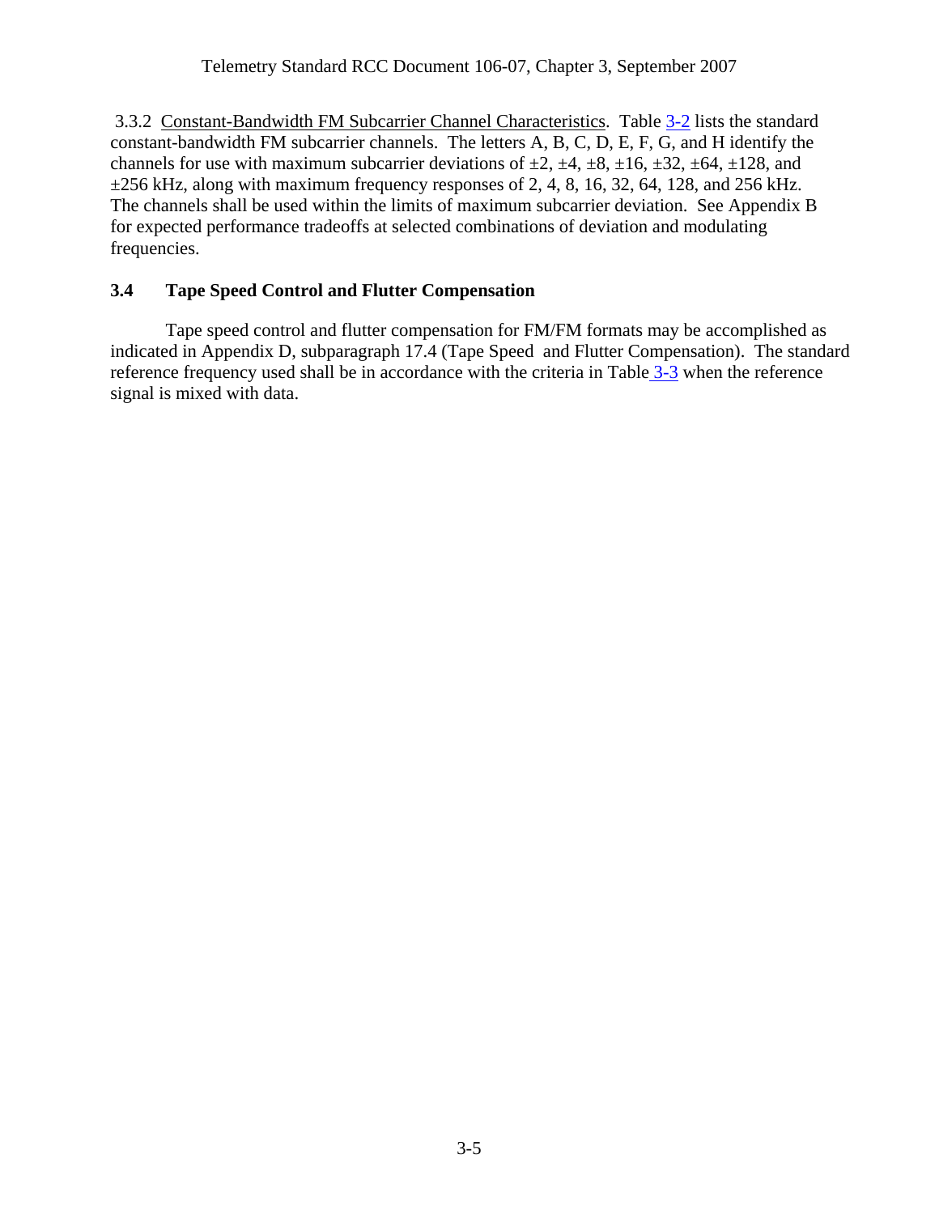3.3.2 Constant-Bandwidth FM Subcarrier Channel Characteristics. Table 3-2 lists the standard constant-bandwidth FM subcarrier channels. The letters A, B, C, D, E, F, G, and H identify the channels for use with maximum subcarrier deviations of ±2, ±4, ±8, ±16, ±32, ±64, ±128, and ±256 kHz, along with maximum frequency responses of 2, 4, 8, 16, 32, 64, 128, and 256 kHz. The channels shall be used within the limits of maximum subcarrier deviation. See Appendix B for expected performance tradeoffs at selected combinations of deviation and modulating frequencies.

## 3.4 Tape Speed Control and Flutter Compensation

Tape speed control and flutter compensation for FM/FM formats may be accomplished as indicated in Appendix D, subparagraph 17.4 (Tape Speed and Flutter Compensation). The standard reference frequency used shall be in accordance with the criteria in Table 3-3 when the reference signal is mixed with data.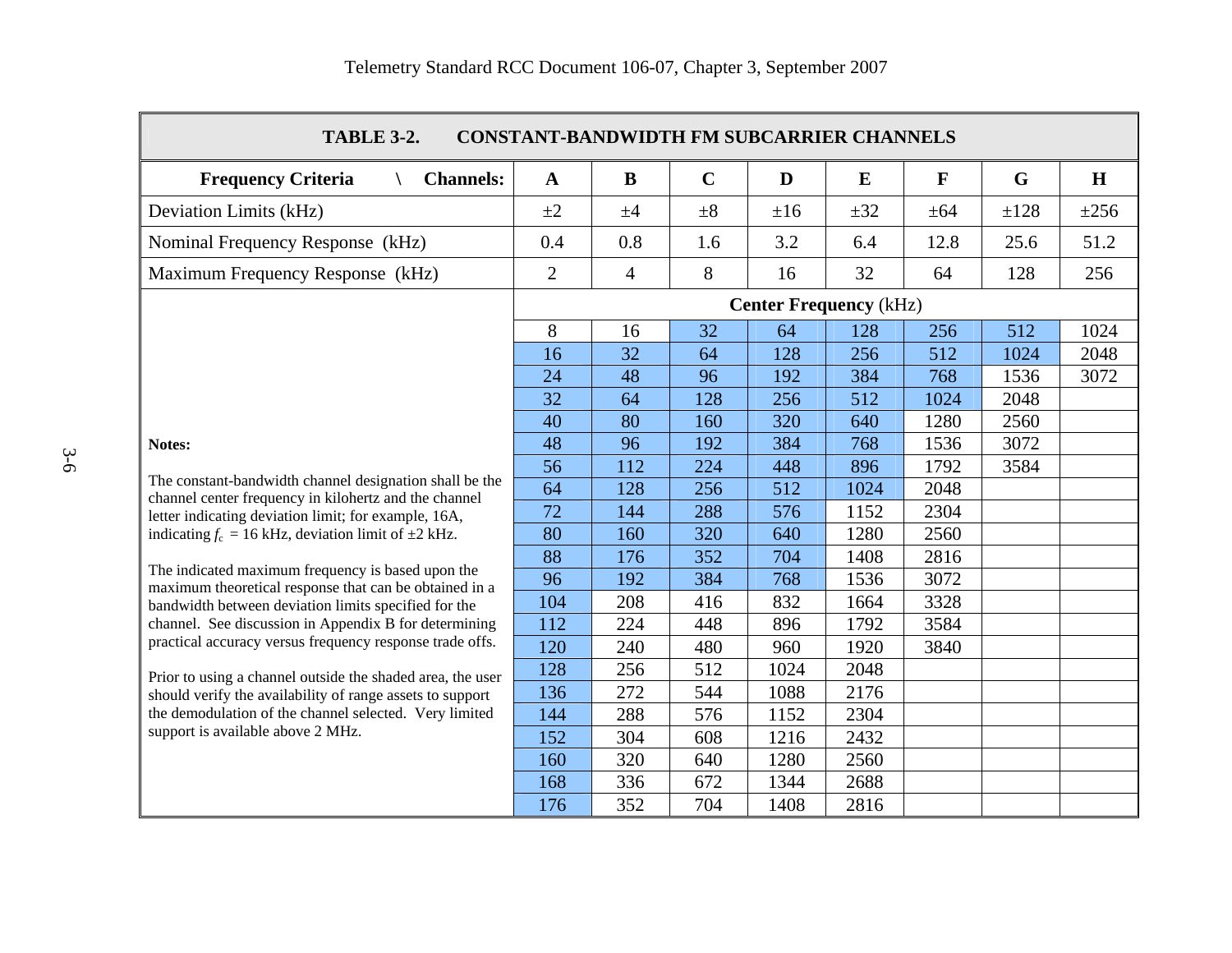## TABLE 3-2. CONSTANT-BANDWIDTH FM SUBCARRIER CHANNELS

| Frequency Criteria \ Channels: | A | B | C | D | E | F | G | H |
|---|---|---|---|---|---|---|---|---|
| Deviation Limits (kHz) | ±2 | ±4 | ±8 | ±16 | ±32 | ±64 | ±128 | ±256 |
| Nominal Frequency Response (kHz) | 0.4 | 0.8 | 1.6 | 3.2 | 6.4 | 12.8 | 25.6 | 51.2 |
| Maximum Frequency Response (kHz) | 2 | 4 | 8 | 16 | 32 | 64 | 128 | 256 |
| | **Center Frequency** (kHz) | | | | | | | |
| | 8 | 16 | 32 | 64 | 128 | 256 | 512 | 1024 |
| | 16 | 32 | 64 | 128 | 256 | 512 | 1024 | 2048 |
| | 24 | 48 | 96 | 192 | 384 | 768 | 1536 | 3072 |
| | 32 | 64 | 128 | 256 | 512 | 1024 | 2048 | |
| | 40 | 80 | 160 | 320 | 640 | 1280 | 2560 | |
| | 48 | 96 | 192 | 384 | 768 | 1536 | 3072 | |
| | 56 | 112 | 224 | 448 | 896 | 1792 | 3584 | |
| | 64 | 128 | 256 | 512 | 1024 | 2048 | | |
| | 72 | 144 | 288 | 576 | 1152 | 2304 | | |
| | 80 | 160 | 320 | 640 | 1280 | 2560 | | |
| | 88 | 176 | 352 | 704 | 1408 | 2816 | | |
| | 96 | 192 | 384 | 768 | 1536 | 3072 | | |
| | 104 | 208 | 416 | 832 | 1664 | 3328 | | |
| | 112 | 224 | 448 | 896 | 1792 | 3584 | | |
| | 120 | 240 | 480 | 960 | 1920 | 3840 | | |
| | 128 | 256 | 512 | 1024 | 2048 | | | |
| | 136 | 272 | 544 | 1088 | 2176 | | | |
| | 144 | 288 | 576 | 1152 | 2304 | | | |
| | 152 | 304 | 608 | 1216 | 2432 | | | |
| | 160 | 320 | 640 | 1280 | 2560 | | | |
| | 168 | 336 | 672 | 1344 | 2688 | | | |
| | 176 | 352 | 704 | 1408 | 2816 | | | |

**Notes:**

The constant-bandwidth channel designation shall be the channel center frequency in kilohertz and the channel letter indicating deviation limit; for example, 16A, indicating $f_c$ = 16 kHz, deviation limit of ±2 kHz.

The indicated maximum frequency is based upon the maximum theoretical response that can be obtained in a bandwidth between deviation limits specified for the channel. See discussion in Appendix B for determining practical accuracy versus frequency response trade offs.

Prior to using a channel outside the shaded area, the user should verify the availability of range assets to support the demodulation of the channel selected. Very limited support is available above 2 MHz.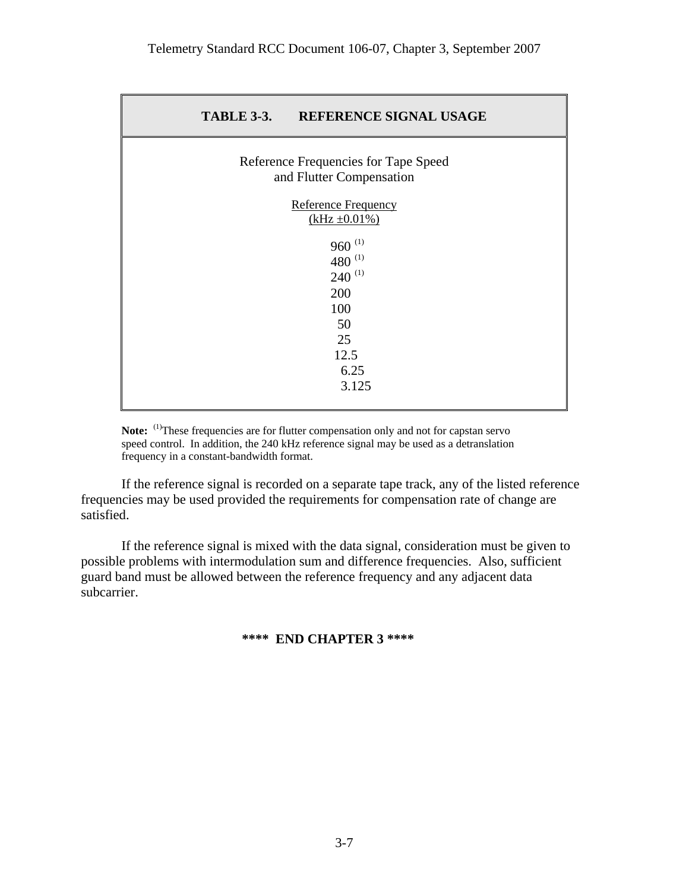**TABLE 3-3. REFERENCE SIGNAL USAGE**

| Reference Frequencies for Tape Speed and Flutter Compensation |
| --- |
| Reference Frequency (kHz ±0.01%) |
| 960 [(1)] |
| 480 [(1)] |
| 240 [(1)] |
| 200 |
| 100 |
| 50 |
| 25 |
| 12.5 |
| 6.25 |
| 3.125 |

**Note:** [(1)]These frequencies are for flutter compensation only and not for capstan servo speed control. In addition, the 240 kHz reference signal may be used as a detranslation frequency in a constant-bandwidth format.

If the reference signal is recorded on a separate tape track, any of the listed reference frequencies may be used provided the requirements for compensation rate of change are satisfied.

If the reference signal is mixed with the data signal, consideration must be given to possible problems with intermodulation sum and difference frequencies. Also, sufficient guard band must be allowed between the reference frequency and any adjacent data subcarrier.

**\*\*\*\* END CHAPTER 3 \*\*\*\***